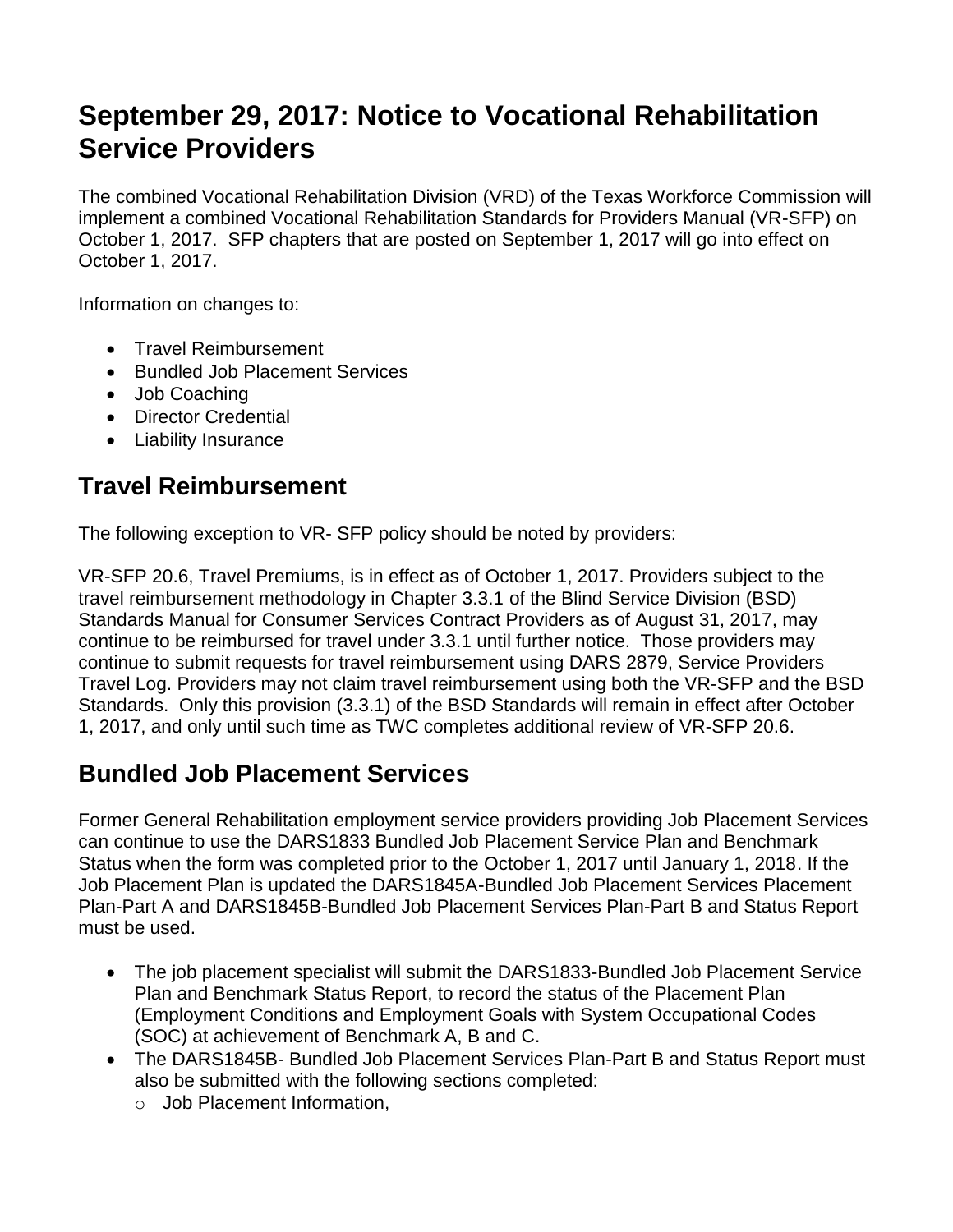# September 29, 2017: Notice to Vocational Rehabilitation Service Providers

The combined Vocational Rehabilitation Division (VRD) of the Texas Workforce Commission will implement a combined Vocational Rehabilitation Standards for Providers Manual (VR-SFP) on October 1, 2017. SFP chapters that are posted on September 1, 2017 will go into effect on October 1, 2017.

Information on changes to:

- Travel Reimbursement
- Bundled Job Placement Services
- Job Coaching
- Director Credential
- Liability Insurance

## Travel Reimbursement

The following exception to VR- SFP policy should be noted by providers:

VR-SFP 20.6, Travel Premiums, is in effect as of October 1, 2017. Providers subject to the travel reimbursement methodology in Chapter 3.3.1 of the Blind Service Division (BSD) Standards Manual for Consumer Services Contract Providers as of August 31, 2017, may continue to be reimbursed for travel under 3.3.1 until further notice. Those providers may continue to submit requests for travel reimbursement using DARS 2879, Service Providers Travel Log. Providers may not claim travel reimbursement using both the VR-SFP and the BSD Standards. Only this provision (3.3.1) of the BSD Standards will remain in effect after October 1, 2017, and only until such time as TWC completes additional review of VR-SFP 20.6.

## Bundled Job Placement Services

Former General Rehabilitation employment service providers providing Job Placement Services can continue to use the DARS1833 Bundled Job Placement Service Plan and Benchmark Status when the form was completed prior to the October 1, 2017 until January 1, 2018. If the Job Placement Plan is updated the DARS1845A-Bundled Job Placement Services Placement Plan-Part A and DARS1845B-Bundled Job Placement Services Plan-Part B and Status Report must be used.

- The job placement specialist will submit the DARS1833-Bundled Job Placement Service Plan and Benchmark Status Report, to record the status of the Placement Plan (Employment Conditions and Employment Goals with System Occupational Codes (SOC) at achievement of Benchmark A, B and C.
- The DARS1845B- Bundled Job Placement Services Plan-Part B and Status Report must also be submitted with the following sections completed:
  - Job Placement Information,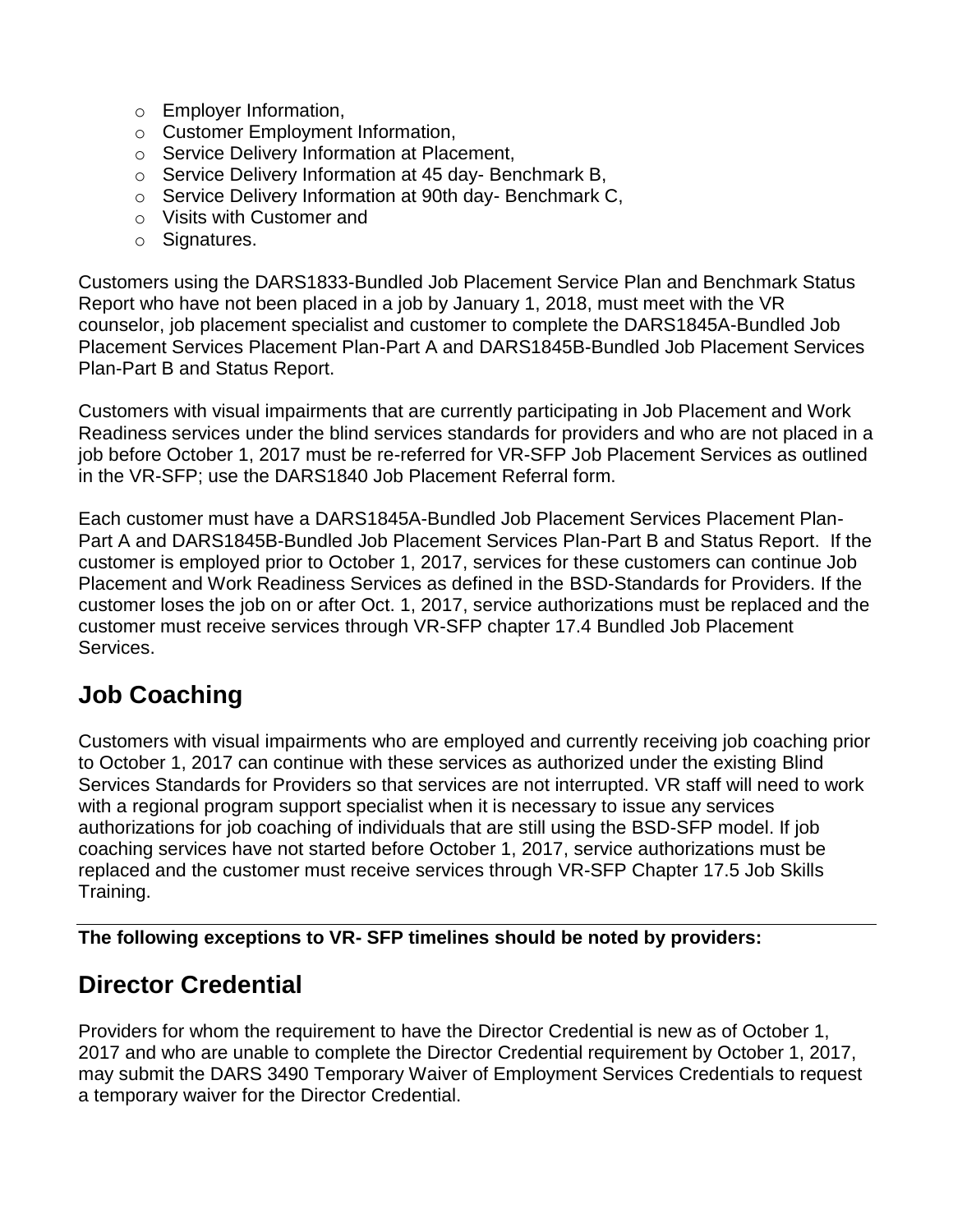- Employer Information,
- Customer Employment Information,
- Service Delivery Information at Placement,
- Service Delivery Information at 45 day- Benchmark B,
- Service Delivery Information at 90th day- Benchmark C,
- Visits with Customer and
- Signatures.

Customers using the DARS1833-Bundled Job Placement Service Plan and Benchmark Status Report who have not been placed in a job by January 1, 2018, must meet with the VR counselor, job placement specialist and customer to complete the DARS1845A-Bundled Job Placement Services Placement Plan-Part A and DARS1845B-Bundled Job Placement Services Plan-Part B and Status Report.

Customers with visual impairments that are currently participating in Job Placement and Work Readiness services under the blind services standards for providers and who are not placed in a job before October 1, 2017 must be re-referred for VR-SFP Job Placement Services as outlined in the VR-SFP; use the DARS1840 Job Placement Referral form.

Each customer must have a DARS1845A-Bundled Job Placement Services Placement Plan-Part A and DARS1845B-Bundled Job Placement Services Plan-Part B and Status Report. If the customer is employed prior to October 1, 2017, services for these customers can continue Job Placement and Work Readiness Services as defined in the BSD-Standards for Providers. If the customer loses the job on or after Oct. 1, 2017, service authorizations must be replaced and the customer must receive services through VR-SFP chapter 17.4 Bundled Job Placement Services.

## Job Coaching

Customers with visual impairments who are employed and currently receiving job coaching prior to October 1, 2017 can continue with these services as authorized under the existing Blind Services Standards for Providers so that services are not interrupted. VR staff will need to work with a regional program support specialist when it is necessary to issue any services authorizations for job coaching of individuals that are still using the BSD-SFP model. If job coaching services have not started before October 1, 2017, service authorizations must be replaced and the customer must receive services through VR-SFP Chapter 17.5 Job Skills Training.

---

**The following exceptions to VR- SFP timelines should be noted by providers:**

## Director Credential

Providers for whom the requirement to have the Director Credential is new as of October 1, 2017 and who are unable to complete the Director Credential requirement by October 1, 2017, may submit the DARS 3490 Temporary Waiver of Employment Services Credentials to request a temporary waiver for the Director Credential.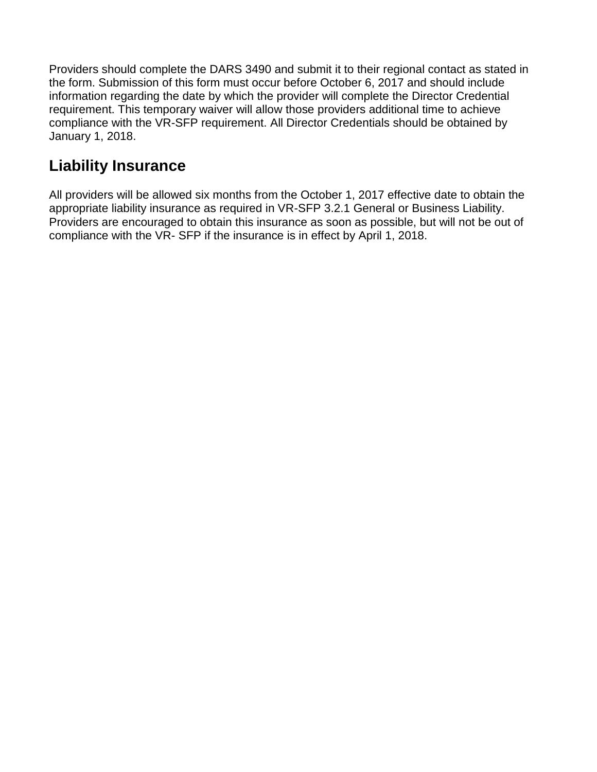Providers should complete the DARS 3490 and submit it to their regional contact as stated in the form. Submission of this form must occur before October 6, 2017 and should include information regarding the date by which the provider will complete the Director Credential requirement. This temporary waiver will allow those providers additional time to achieve compliance with the VR-SFP requirement. All Director Credentials should be obtained by January 1, 2018.

## Liability Insurance

All providers will be allowed six months from the October 1, 2017 effective date to obtain the appropriate liability insurance as required in VR-SFP 3.2.1 General or Business Liability. Providers are encouraged to obtain this insurance as soon as possible, but will not be out of compliance with the VR- SFP if the insurance is in effect by April 1, 2018.